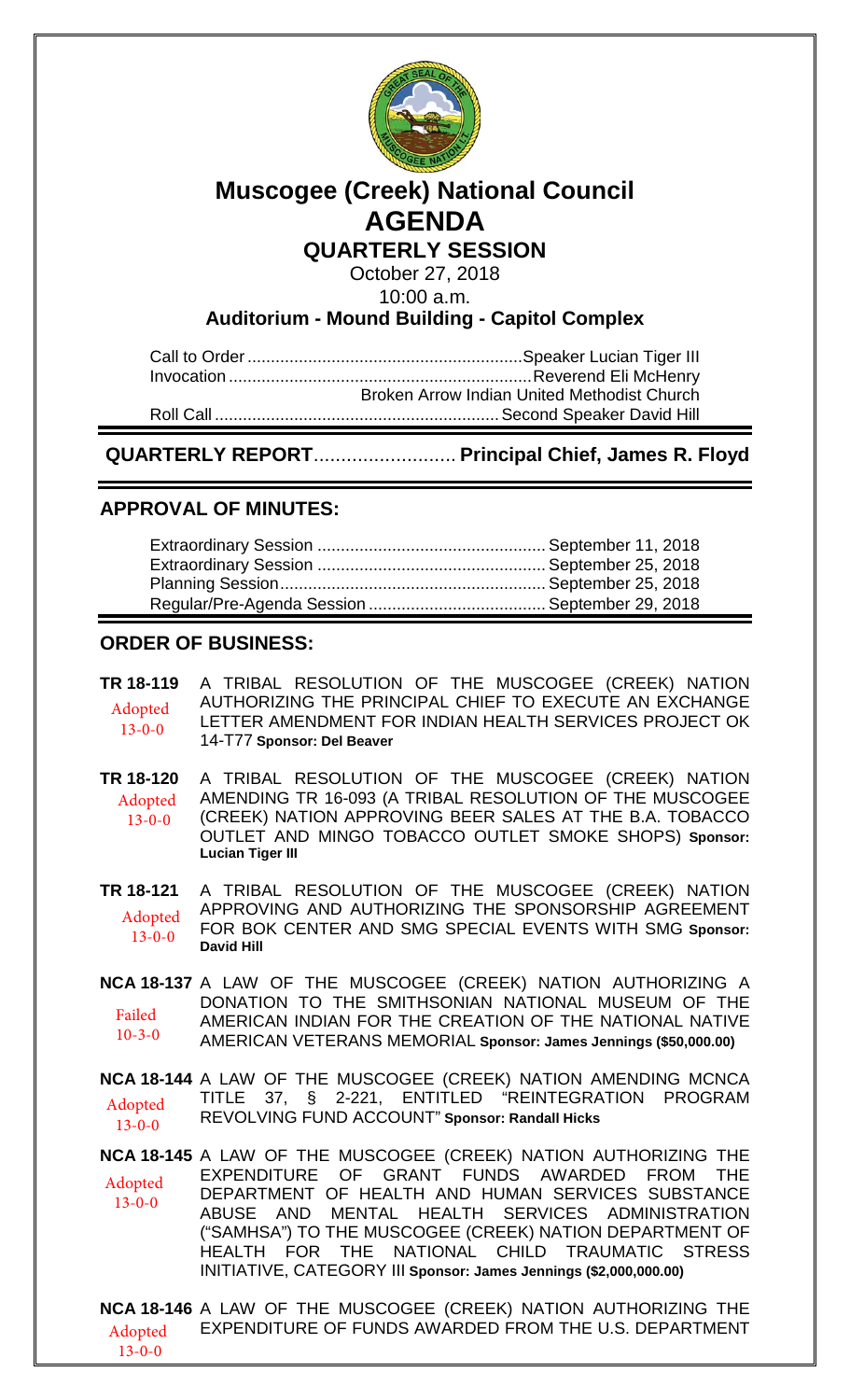# Muscogee (Creek) National Council

# AGENDA

## QUARTERLY SESSION

October 27, 2018

10:00 a.m.

**Auditorium - Mound Building - Capitol Complex**

Call to Order ........................................................... Speaker Lucian Tiger III

Invocation ................................................................. Reverend Eli McHenry
Broken Arrow Indian United Methodist Church

Roll Call ............................................................. Second Speaker David Hill

**QUARTERLY REPORT.......................... Principal Chief, James R. Floyd**

## APPROVAL OF MINUTES:

Extraordinary Session ................................................. September 11, 2018

Extraordinary Session ................................................. September 25, 2018

Planning Session......................................................... September 25, 2018

Regular/Pre-Agenda Session ...................................... September 29, 2018

## ORDER OF BUSINESS:

**TR 18-119** Adopted 13-0-0 — A TRIBAL RESOLUTION OF THE MUSCOGEE (CREEK) NATION AUTHORIZING THE PRINCIPAL CHIEF TO EXECUTE AN EXCHANGE LETTER AMENDMENT FOR INDIAN HEALTH SERVICES PROJECT OK 14-T77 **Sponsor: Del Beaver**

**TR 18-120** Adopted 13-0-0 — A TRIBAL RESOLUTION OF THE MUSCOGEE (CREEK) NATION AMENDING TR 16-093 (A TRIBAL RESOLUTION OF THE MUSCOGEE (CREEK) NATION APPROVING BEER SALES AT THE B.A. TOBACCO OUTLET AND MINGO TOBACCO OUTLET SMOKE SHOPS) **Sponsor: Lucian Tiger III**

**TR 18-121** Adopted 13-0-0 — A TRIBAL RESOLUTION OF THE MUSCOGEE (CREEK) NATION APPROVING AND AUTHORIZING THE SPONSORSHIP AGREEMENT FOR BOK CENTER AND SMG SPECIAL EVENTS WITH SMG **Sponsor: David Hill**

**NCA 18-137** Failed 10-3-0 — A LAW OF THE MUSCOGEE (CREEK) NATION AUTHORIZING A DONATION TO THE SMITHSONIAN NATIONAL MUSEUM OF THE AMERICAN INDIAN FOR THE CREATION OF THE NATIONAL NATIVE AMERICAN VETERANS MEMORIAL **Sponsor: James Jennings ($50,000.00)**

**NCA 18-144** Adopted 13-0-0 — A LAW OF THE MUSCOGEE (CREEK) NATION AMENDING MCNCA TITLE 37, § 2-221, ENTITLED "REINTEGRATION PROGRAM REVOLVING FUND ACCOUNT" **Sponsor: Randall Hicks**

**NCA 18-145** Adopted 13-0-0 — A LAW OF THE MUSCOGEE (CREEK) NATION AUTHORIZING THE EXPENDITURE OF GRANT FUNDS AWARDED FROM THE DEPARTMENT OF HEALTH AND HUMAN SERVICES SUBSTANCE ABUSE AND MENTAL HEALTH SERVICES ADMINISTRATION ("SAMHSA") TO THE MUSCOGEE (CREEK) NATION DEPARTMENT OF HEALTH FOR THE NATIONAL CHILD TRAUMATIC STRESS INITIATIVE, CATEGORY III **Sponsor: James Jennings ($2,000,000.00)**

**NCA 18-146** Adopted 13-0-0 — A LAW OF THE MUSCOGEE (CREEK) NATION AUTHORIZING THE EXPENDITURE OF FUNDS AWARDED FROM THE U.S. DEPARTMENT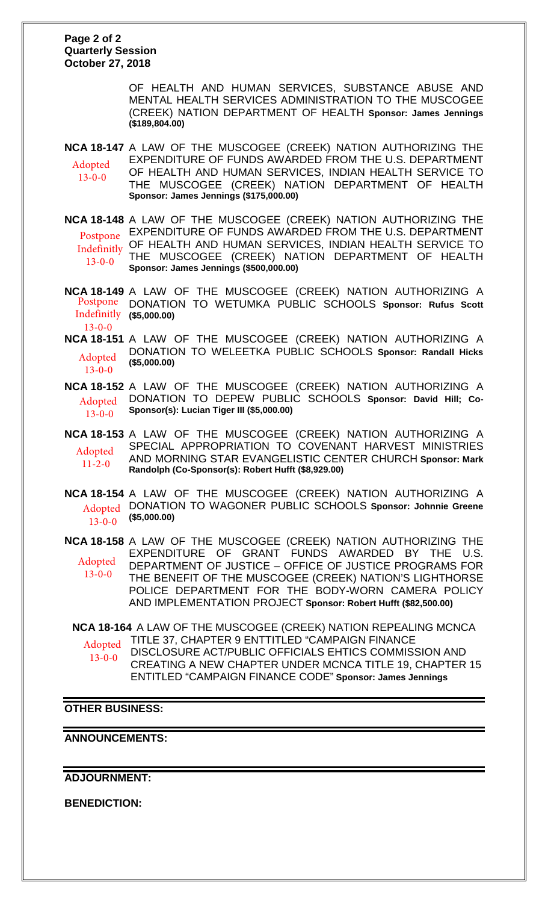OF HEALTH AND HUMAN SERVICES, SUBSTANCE ABUSE AND MENTAL HEALTH SERVICES ADMINISTRATION TO THE MUSCOGEE (CREEK) NATION DEPARTMENT OF HEALTH **Sponsor: James Jennings ($189,804.00)**

**NCA 18-147** A LAW OF THE MUSCOGEE (CREEK) NATION AUTHORIZING THE EXPENDITURE OF FUNDS AWARDED FROM THE U.S. DEPARTMENT OF HEALTH AND HUMAN SERVICES, INDIAN HEALTH SERVICE TO THE MUSCOGEE (CREEK) NATION DEPARTMENT OF HEALTH **Sponsor: James Jennings ($175,000.00)**
Adopted 13-0-0

**NCA 18-148** A LAW OF THE MUSCOGEE (CREEK) NATION AUTHORIZING THE EXPENDITURE OF FUNDS AWARDED FROM THE U.S. DEPARTMENT OF HEALTH AND HUMAN SERVICES, INDIAN HEALTH SERVICE TO THE MUSCOGEE (CREEK) NATION DEPARTMENT OF HEALTH **Sponsor: James Jennings ($500,000.00)**
Postpone Indefinitly 13-0-0

**NCA 18-149** A LAW OF THE MUSCOGEE (CREEK) NATION AUTHORIZING A DONATION TO WETUMKA PUBLIC SCHOOLS **Sponsor: Rufus Scott ($5,000.00)**
Postpone Indefinitly 13-0-0

**NCA 18-151** A LAW OF THE MUSCOGEE (CREEK) NATION AUTHORIZING A DONATION TO WELEETKA PUBLIC SCHOOLS **Sponsor: Randall Hicks ($5,000.00)**
Adopted 13-0-0

**NCA 18-152** A LAW OF THE MUSCOGEE (CREEK) NATION AUTHORIZING A DONATION TO DEPEW PUBLIC SCHOOLS **Sponsor: David Hill; Co-Sponsor(s): Lucian Tiger III ($5,000.00)**
Adopted 13-0-0

**NCA 18-153** A LAW OF THE MUSCOGEE (CREEK) NATION AUTHORIZING A SPECIAL APPROPRIATION TO COVENANT HARVEST MINISTRIES AND MORNING STAR EVANGELISTIC CENTER CHURCH **Sponsor: Mark Randolph (Co-Sponsor(s): Robert Hufft ($8,929.00)**
Adopted 11-2-0

**NCA 18-154** A LAW OF THE MUSCOGEE (CREEK) NATION AUTHORIZING A DONATION TO WAGONER PUBLIC SCHOOLS **Sponsor: Johnnie Greene ($5,000.00)**
Adopted 13-0-0

**NCA 18-158** A LAW OF THE MUSCOGEE (CREEK) NATION AUTHORIZING THE EXPENDITURE OF GRANT FUNDS AWARDED BY THE U.S. DEPARTMENT OF JUSTICE – OFFICE OF JUSTICE PROGRAMS FOR THE BENEFIT OF THE MUSCOGEE (CREEK) NATION'S LIGHTHORSE POLICE DEPARTMENT FOR THE BODY-WORN CAMERA POLICY AND IMPLEMENTATION PROJECT **Sponsor: Robert Hufft ($82,500.00)**
Adopted 13-0-0

**NCA 18-164** A LAW OF THE MUSCOGEE (CREEK) NATION REPEALING MCNCA TITLE 37, CHAPTER 9 ENTTITLED "CAMPAIGN FINANCE DISCLOSURE ACT/PUBLIC OFFICIALS EHTICS COMMISSION AND CREATING A NEW CHAPTER UNDER MCNCA TITLE 19, CHAPTER 15 ENTITLED "CAMPAIGN FINANCE CODE" **Sponsor: James Jennings**
Adopted 13-0-0

**OTHER BUSINESS:**

**ANNOUNCEMENTS:**

**ADJOURNMENT:**

**BENEDICTION:**